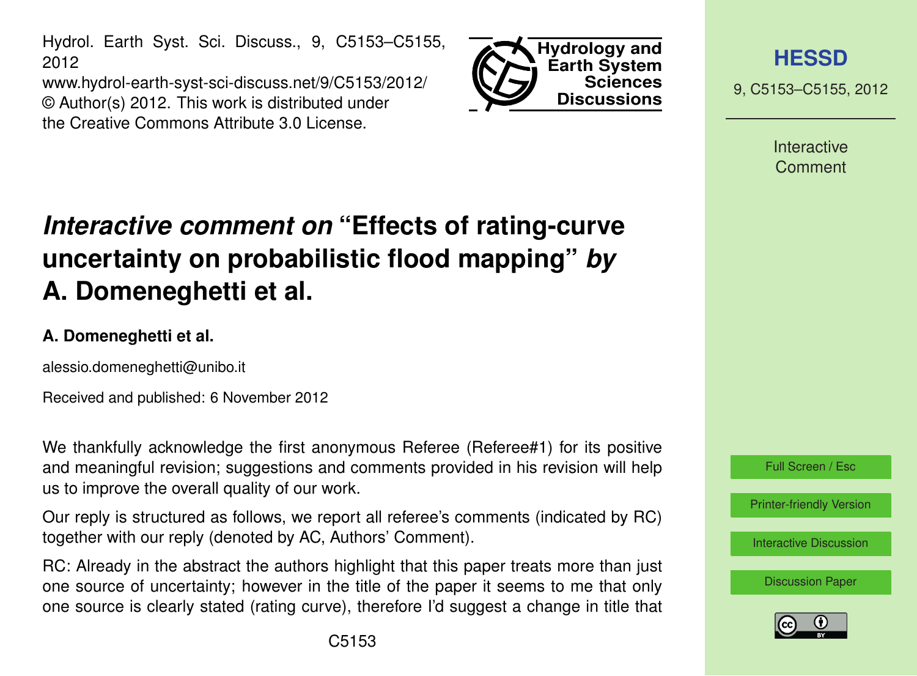# *Interactive comment on* "Effects of rating-curve uncertainty on probabilistic flood mapping" *by* A. Domeneghetti et al.

**A. Domeneghetti et al.**

alessio.domeneghetti@unibo.it

Received and published: 6 November 2012

We thankfully acknowledge the first anonymous Referee (Referee#1) for its positive and meaningful revision; suggestions and comments provided in his revision will help us to improve the overall quality of our work.

Our reply is structured as follows, we report all referee's comments (indicated by RC) together with our reply (denoted by AC, Authors' Comment).

RC: Already in the abstract the authors highlight that this paper treats more than just one source of uncertainty; however in the title of the paper it seems to me that only one source is clearly stated (rating curve), therefore I'd suggest a change in title that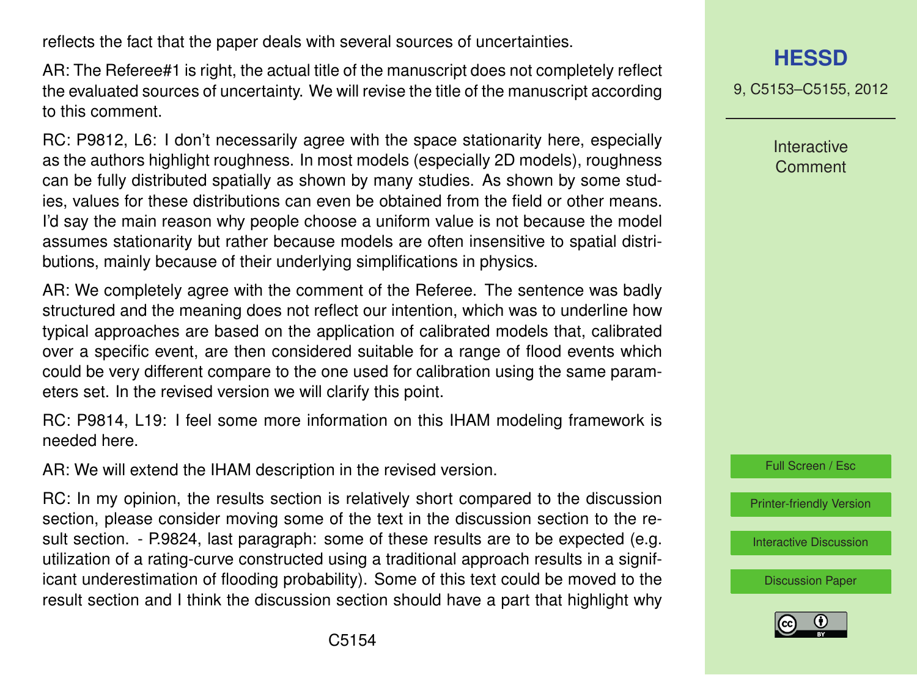reflects the fact that the paper deals with several sources of uncertainties.

AR: The Referee#1 is right, the actual title of the manuscript does not completely reflect the evaluated sources of uncertainty. We will revise the title of the manuscript according to this comment.

RC: P9812, L6: I don't necessarily agree with the space stationarity here, especially as the authors highlight roughness. In most models (especially 2D models), roughness can be fully distributed spatially as shown by many studies. As shown by some studies, values for these distributions can even be obtained from the field or other means. I'd say the main reason why people choose a uniform value is not because the model assumes stationarity but rather because models are often insensitive to spatial distributions, mainly because of their underlying simplifications in physics.

AR: We completely agree with the comment of the Referee. The sentence was badly structured and the meaning does not reflect our intention, which was to underline how typical approaches are based on the application of calibrated models that, calibrated over a specific event, are then considered suitable for a range of flood events which could be very different compare to the one used for calibration using the same parameters set. In the revised version we will clarify this point.

RC: P9814, L19: I feel some more information on this IHAM modeling framework is needed here.

AR: We will extend the IHAM description in the revised version.

RC: In my opinion, the results section is relatively short compared to the discussion section, please consider moving some of the text in the discussion section to the result section. - P.9824, last paragraph: some of these results are to be expected (e.g. utilization of a rating-curve constructed using a traditional approach results in a significant underestimation of flooding probability). Some of this text could be moved to the result section and I think the discussion section should have a part that highlight why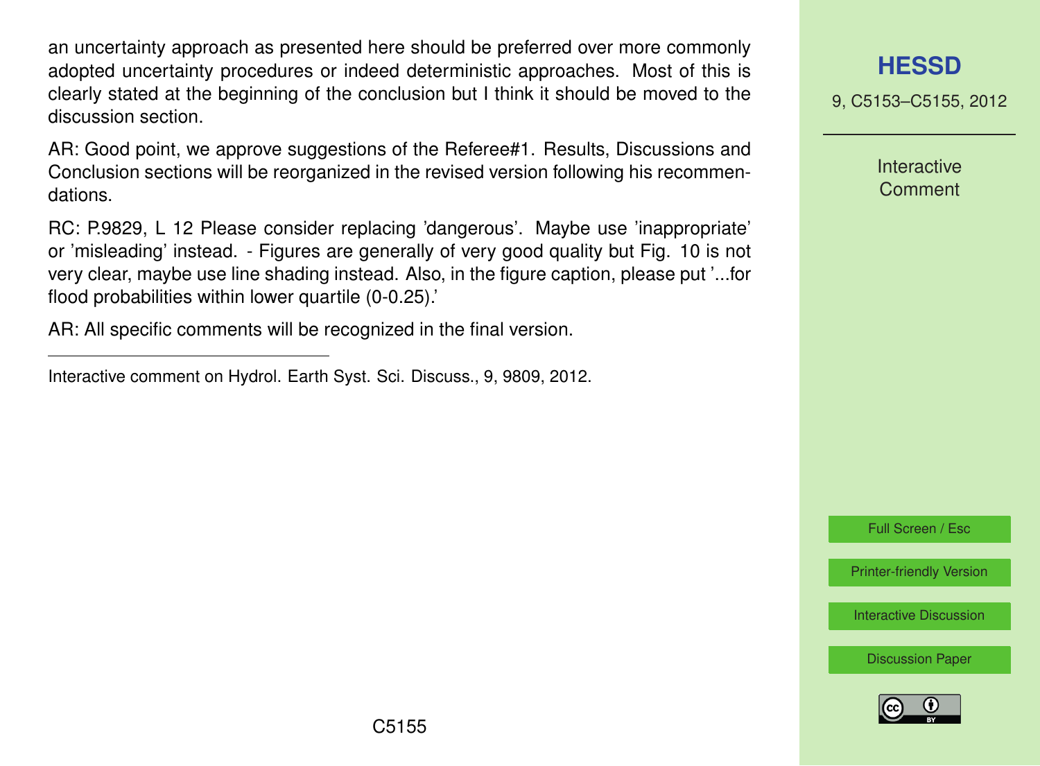an uncertainty approach as presented here should be preferred over more commonly adopted uncertainty procedures or indeed deterministic approaches. Most of this is clearly stated at the beginning of the conclusion but I think it should be moved to the discussion section.

AR: Good point, we approve suggestions of the Referee#1. Results, Discussions and Conclusion sections will be reorganized in the revised version following his recommendations.

RC: P.9829, L 12 Please consider replacing 'dangerous'. Maybe use 'inappropriate' or 'misleading' instead. - Figures are generally of very good quality but Fig. 10 is not very clear, maybe use line shading instead. Also, in the figure caption, please put '...for flood probabilities within lower quartile (0-0.25).'

AR: All specific comments will be recognized in the final version.

---

Interactive comment on Hydrol. Earth Syst. Sci. Discuss., 9, 9809, 2012.